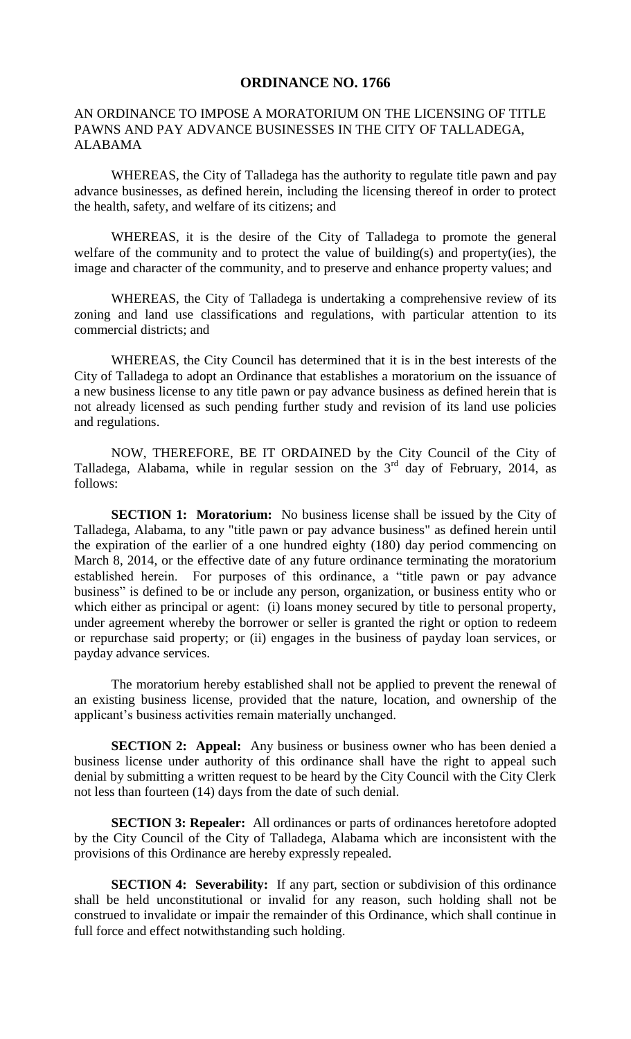# ORDINANCE NO. 1766

AN ORDINANCE TO IMPOSE A MORATORIUM ON THE LICENSING OF TITLE PAWNS AND PAY ADVANCE BUSINESSES IN THE CITY OF TALLADEGA, ALABAMA

WHEREAS, the City of Talladega has the authority to regulate title pawn and pay advance businesses, as defined herein, including the licensing thereof in order to protect the health, safety, and welfare of its citizens; and

WHEREAS, it is the desire of the City of Talladega to promote the general welfare of the community and to protect the value of building(s) and property(ies), the image and character of the community, and to preserve and enhance property values; and

WHEREAS, the City of Talladega is undertaking a comprehensive review of its zoning and land use classifications and regulations, with particular attention to its commercial districts; and

WHEREAS, the City Council has determined that it is in the best interests of the City of Talladega to adopt an Ordinance that establishes a moratorium on the issuance of a new business license to any title pawn or pay advance business as defined herein that is not already licensed as such pending further study and revision of its land use policies and regulations.

NOW, THEREFORE, BE IT ORDAINED by the City Council of the City of Talladega, Alabama, while in regular session on the 3rd day of February, 2014, as follows:

**SECTION 1: Moratorium:** No business license shall be issued by the City of Talladega, Alabama, to any "title pawn or pay advance business" as defined herein until the expiration of the earlier of a one hundred eighty (180) day period commencing on March 8, 2014, or the effective date of any future ordinance terminating the moratorium established herein. For purposes of this ordinance, a "title pawn or pay advance business" is defined to be or include any person, organization, or business entity who or which either as principal or agent: (i) loans money secured by title to personal property, under agreement whereby the borrower or seller is granted the right or option to redeem or repurchase said property; or (ii) engages in the business of payday loan services, or payday advance services.

The moratorium hereby established shall not be applied to prevent the renewal of an existing business license, provided that the nature, location, and ownership of the applicant's business activities remain materially unchanged.

**SECTION 2: Appeal:** Any business or business owner who has been denied a business license under authority of this ordinance shall have the right to appeal such denial by submitting a written request to be heard by the City Council with the City Clerk not less than fourteen (14) days from the date of such denial.

**SECTION 3: Repealer:** All ordinances or parts of ordinances heretofore adopted by the City Council of the City of Talladega, Alabama which are inconsistent with the provisions of this Ordinance are hereby expressly repealed.

**SECTION 4: Severability:** If any part, section or subdivision of this ordinance shall be held unconstitutional or invalid for any reason, such holding shall not be construed to invalidate or impair the remainder of this Ordinance, which shall continue in full force and effect notwithstanding such holding.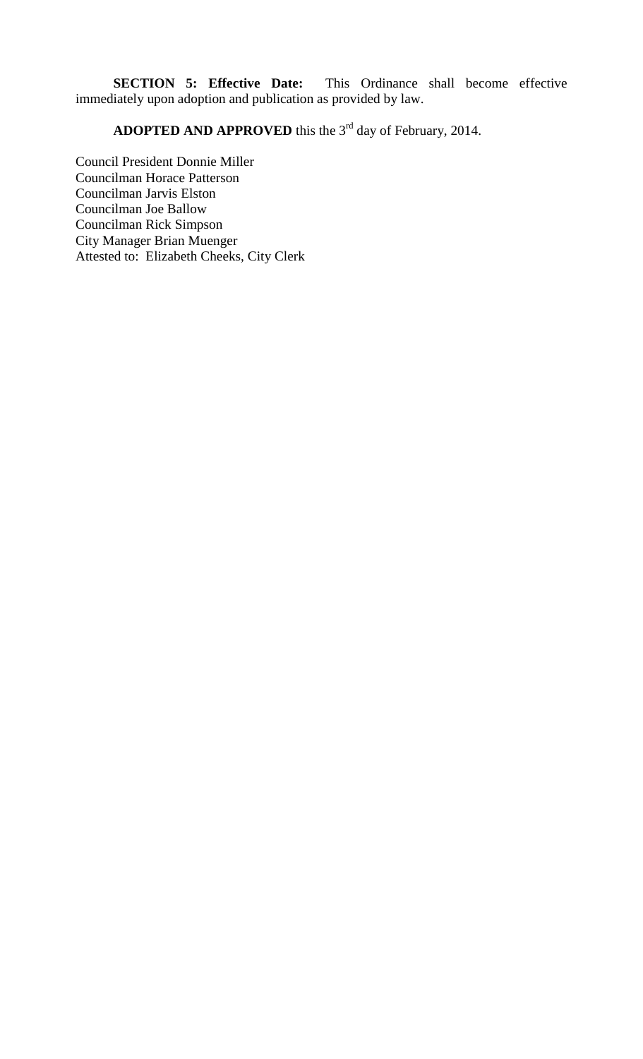**SECTION 5: Effective Date:** This Ordinance shall become effective immediately upon adoption and publication as provided by law.

**ADOPTED AND APPROVED** this the 3rd day of February, 2014.

Council President Donnie Miller
Councilman Horace Patterson
Councilman Jarvis Elston
Councilman Joe Ballow
Councilman Rick Simpson
City Manager Brian Muenger
Attested to: Elizabeth Cheeks, City Clerk